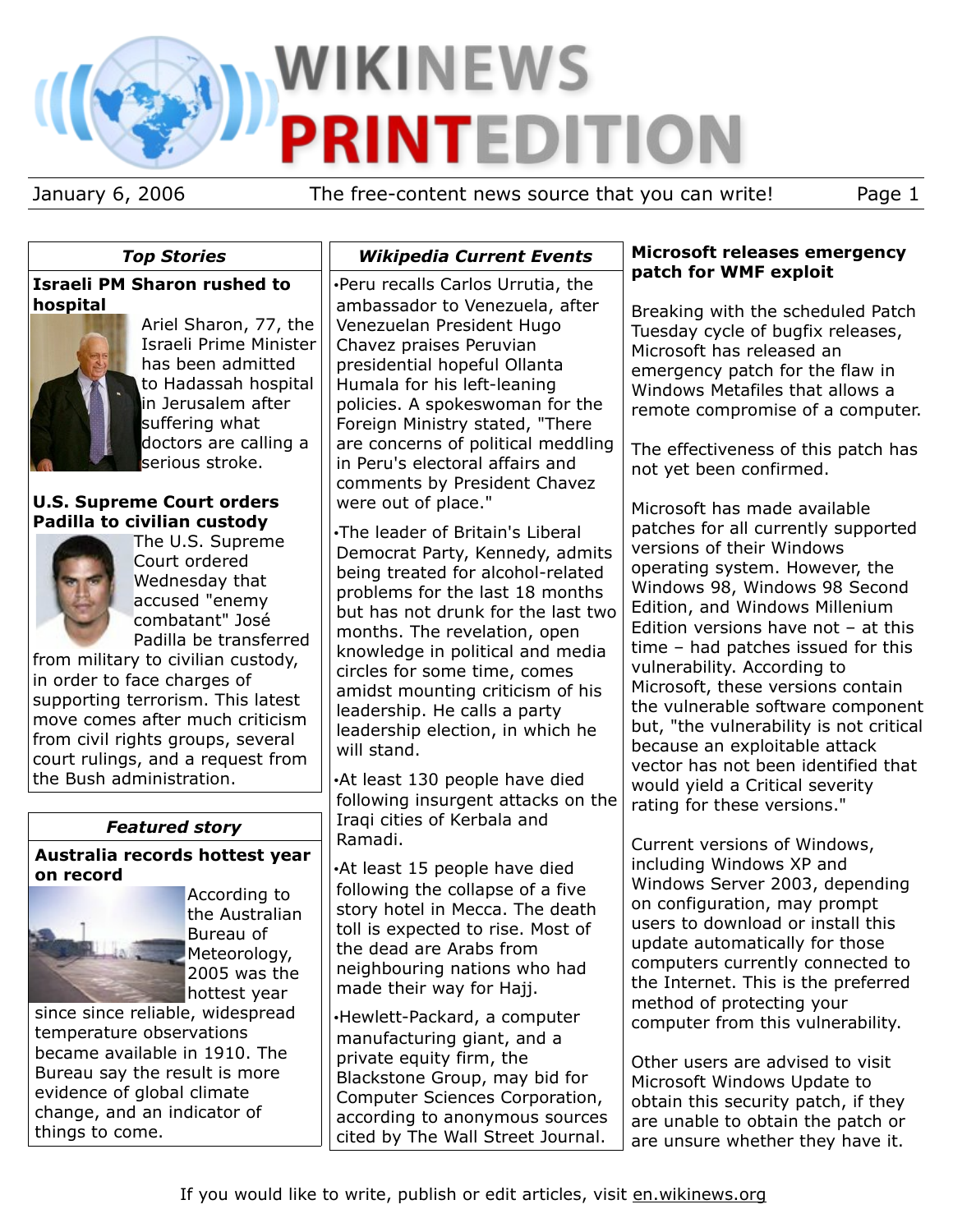# WIKINEWS PRINTEDITION

January 6, 2006 — The free-content news source that you can write!

## Top Stories

### Israeli PM Sharon rushed to hospital

Ariel Sharon, 77, the Israeli Prime Minister has been admitted to Hadassah hospital in Jerusalem after suffering what doctors are calling a serious stroke.

### U.S. Supreme Court orders Padilla to civilian custody

The U.S. Supreme Court ordered Wednesday that accused "enemy combatant" José Padilla be transferred from military to civilian custody, in order to face charges of supporting terrorism. This latest move comes after much criticism from civil rights groups, several court rulings, and a request from the Bush administration.

## Featured story

### Australia records hottest year on record

According to the Australian Bureau of Meteorology, 2005 was the hottest year since since reliable, widespread temperature observations became available in 1910. The Bureau say the result is more evidence of global climate change, and an indicator of things to come.

## Wikipedia Current Events

- Peru recalls Carlos Urrutia, the ambassador to Venezuela, after Venezuelan President Hugo Chavez praises Peruvian presidential hopeful Ollanta Humala for his left-leaning policies. A spokeswoman for the Foreign Ministry stated, "There are concerns of political meddling in Peru's electoral affairs and comments by President Chavez were out of place."
- The leader of Britain's Liberal Democrat Party, Kennedy, admits being treated for alcohol-related problems for the last 18 months but has not drunk for the last two months. The revelation, open knowledge in political and media circles for some time, comes amidst mounting criticism of his leadership. He calls a party leadership election, in which he will stand.
- At least 130 people have died following insurgent attacks on the Iraqi cities of Kerbala and Ramadi.
- At least 15 people have died following the collapse of a five story hotel in Mecca. The death toll is expected to rise. Most of the dead are Arabs from neighbouring nations who had made their way for Hajj.
- Hewlett-Packard, a computer manufacturing giant, and a private equity firm, the Blackstone Group, may bid for Computer Sciences Corporation, according to anonymous sources cited by The Wall Street Journal.

### Microsoft releases emergency patch for WMF exploit

Breaking with the scheduled Patch Tuesday cycle of bugfix releases, Microsoft has released an emergency patch for the flaw in Windows Metafiles that allows a remote compromise of a computer.

The effectiveness of this patch has not yet been confirmed.

Microsoft has made available patches for all currently supported versions of their Windows operating system. However, the Windows 98, Windows 98 Second Edition, and Windows Millenium Edition versions have not – at this time – had patches issued for this vulnerability. According to Microsoft, these versions contain the vulnerable software component but, "the vulnerability is not critical because an exploitable attack vector has not been identified that would yield a Critical severity rating for these versions."

Current versions of Windows, including Windows XP and Windows Server 2003, depending on configuration, may prompt users to download or install this update automatically for those computers currently connected to the Internet. This is the preferred method of protecting your computer from this vulnerability.

Other users are advised to visit Microsoft Windows Update to obtain this security patch, if they are unable to obtain the patch or are unsure whether they have it.

If you would like to write, publish or edit articles, visit en.wikinews.org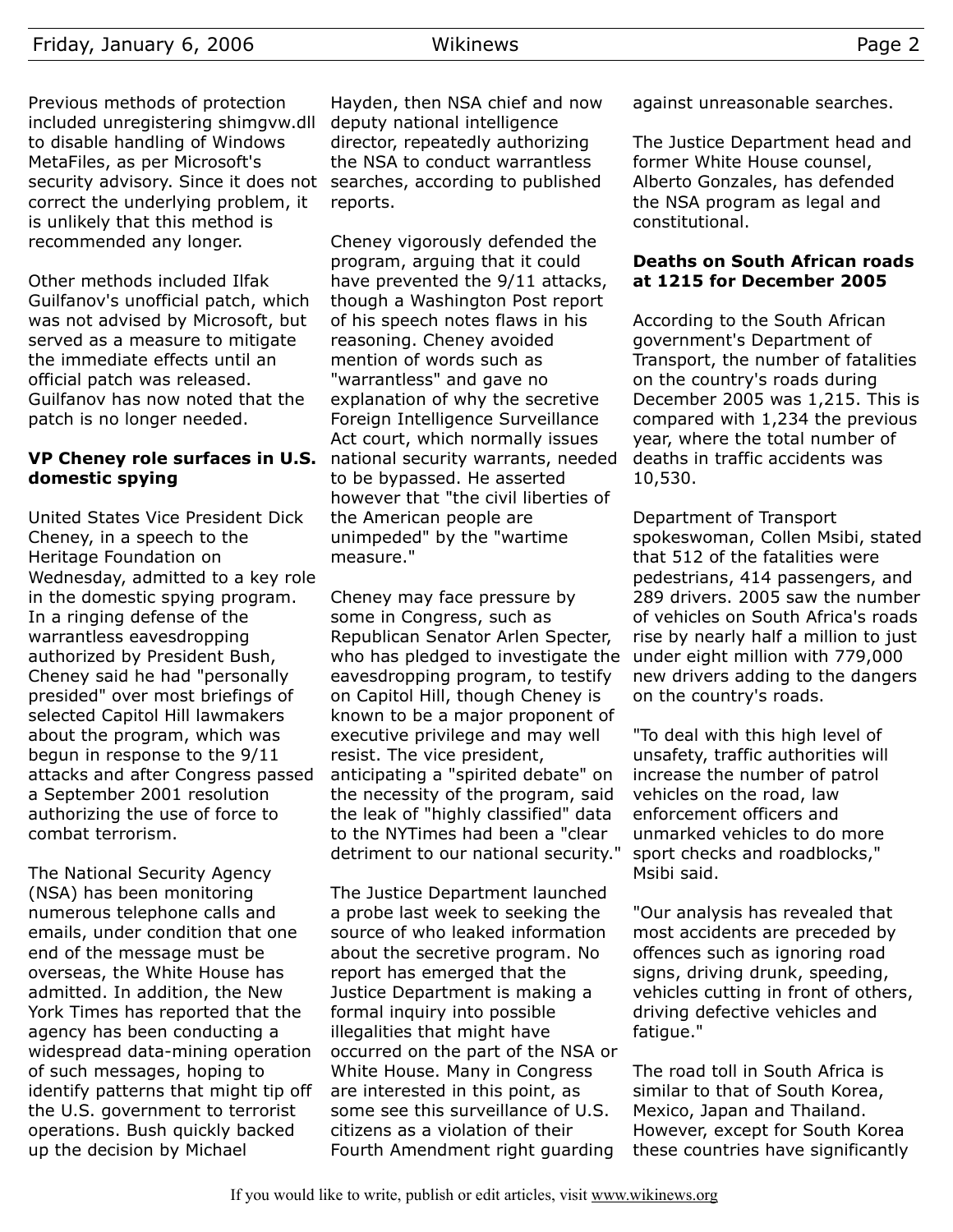Previous methods of protection included unregistering shimgvw.dll to disable handling of Windows MetaFiles, as per Microsoft's security advisory. Since it does not correct the underlying problem, it is unlikely that this method is recommended any longer.

Other methods included Ilfak Guilfanov's unofficial patch, which was not advised by Microsoft, but served as a measure to mitigate the immediate effects until an official patch was released. Guilfanov has now noted that the patch is no longer needed.

### VP Cheney role surfaces in U.S. domestic spying

United States Vice President Dick Cheney, in a speech to the Heritage Foundation on Wednesday, admitted to a key role in the domestic spying program. In a ringing defense of the warrantless eavesdropping authorized by President Bush, Cheney said he had "personally presided" over most briefings of selected Capitol Hill lawmakers about the program, which was begun in response to the 9/11 attacks and after Congress passed a September 2001 resolution authorizing the use of force to combat terrorism.

The National Security Agency (NSA) has been monitoring numerous telephone calls and emails, under condition that one end of the message must be overseas, the White House has admitted. In addition, the New York Times has reported that the agency has been conducting a widespread data-mining operation of such messages, hoping to identify patterns that might tip off the U.S. government to terrorist operations. Bush quickly backed up the decision by Michael Hayden, then NSA chief and now deputy national intelligence director, repeatedly authorizing the NSA to conduct warrantless searches, according to published reports.

Cheney vigorously defended the program, arguing that it could have prevented the 9/11 attacks, though a Washington Post report of his speech notes flaws in his reasoning. Cheney avoided mention of words such as "warrantless" and gave no explanation of why the secretive Foreign Intelligence Surveillance Act court, which normally issues national security warrants, needed to be bypassed. He asserted however that "the civil liberties of the American people are unimpeded" by the "wartime measure."

Cheney may face pressure by some in Congress, such as Republican Senator Arlen Specter, who has pledged to investigate the eavesdropping program, to testify on Capitol Hill, though Cheney is known to be a major proponent of executive privilege and may well resist. The vice president, anticipating a "spirited debate" on the necessity of the program, said the leak of "highly classified" data to the NYTimes had been a "clear detriment to our national security."

The Justice Department launched a probe last week to seeking the source of who leaked information about the secretive program. No report has emerged that the Justice Department is making a formal inquiry into possible illegalities that might have occurred on the part of the NSA or White House. Many in Congress are interested in this point, as some see this surveillance of U.S. citizens as a violation of their Fourth Amendment right guarding against unreasonable searches.

The Justice Department head and former White House counsel, Alberto Gonzales, has defended the NSA program as legal and constitutional.

### Deaths on South African roads at 1215 for December 2005

According to the South African government's Department of Transport, the number of fatalities on the country's roads during December 2005 was 1,215. This is compared with 1,234 the previous year, where the total number of deaths in traffic accidents was 10,530.

Department of Transport spokeswoman, Collen Msibi, stated that 512 of the fatalities were pedestrians, 414 passengers, and 289 drivers. 2005 saw the number of vehicles on South Africa's roads rise by nearly half a million to just under eight million with 779,000 new drivers adding to the dangers on the country's roads.

"To deal with this high level of unsafety, traffic authorities will increase the number of patrol vehicles on the road, law enforcement officers and unmarked vehicles to do more sport checks and roadblocks," Msibi said.

"Our analysis has revealed that most accidents are preceded by offences such as ignoring road signs, driving drunk, speeding, vehicles cutting in front of others, driving defective vehicles and fatigue."

The road toll in South Africa is similar to that of South Korea, Mexico, Japan and Thailand. However, except for South Korea these countries have significantly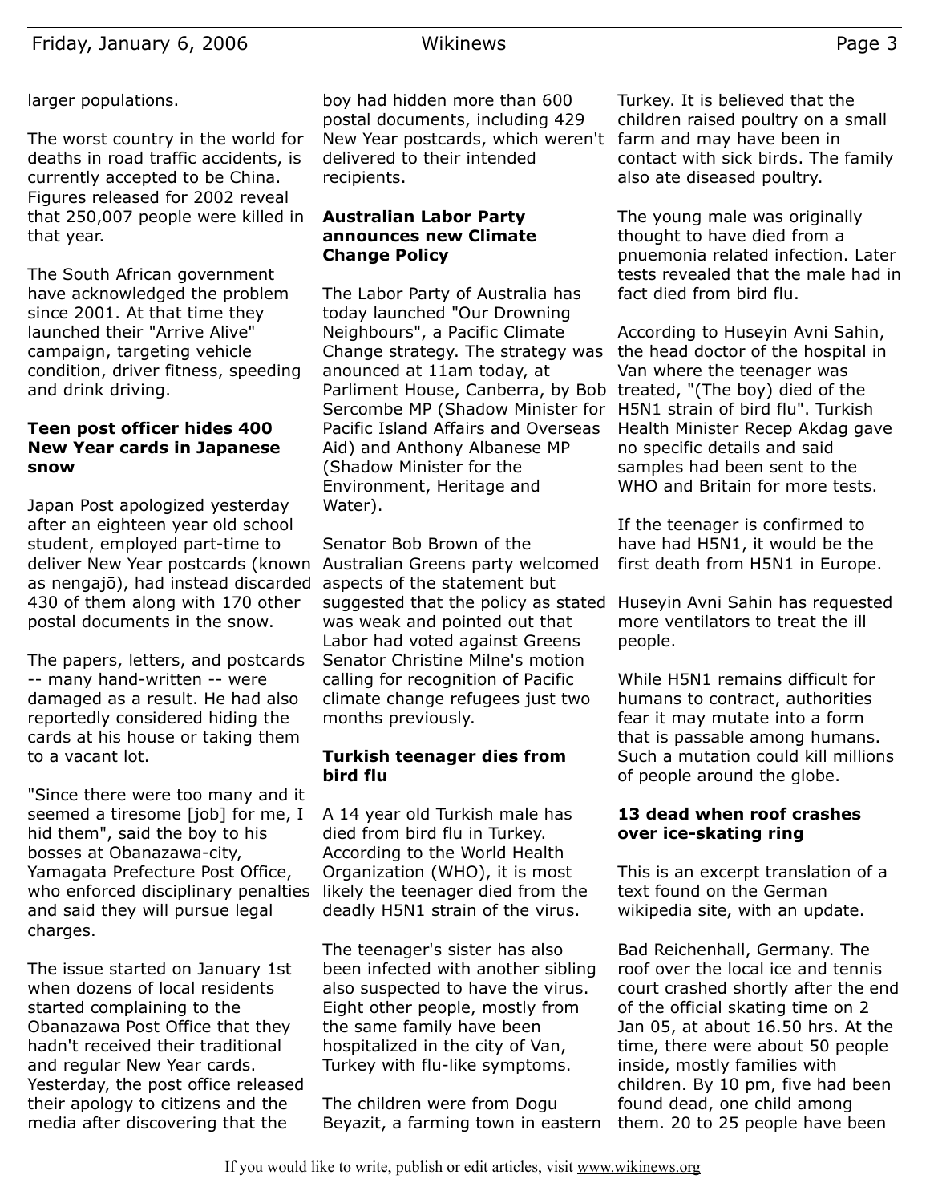larger populations.

The worst country in the world for deaths in road traffic accidents, is currently accepted to be China. Figures released for 2002 reveal that 250,007 people were killed in that year.

The South African government have acknowledged the problem since 2001. At that time they launched their "Arrive Alive" campaign, targeting vehicle condition, driver fitness, speeding and drink driving.

### Teen post officer hides 400 New Year cards in Japanese snow

Japan Post apologized yesterday after an eighteen year old school student, employed part-time to deliver New Year postcards (known as nengajō), had instead discarded 430 of them along with 170 other postal documents in the snow.

The papers, letters, and postcards -- many hand-written -- were damaged as a result. He had also reportedly considered hiding the cards at his house or taking them to a vacant lot.

"Since there were too many and it seemed a tiresome [job] for me, I hid them", said the boy to his bosses at Obanazawa-city, Yamagata Prefecture Post Office, who enforced disciplinary penalties and said they will pursue legal charges.

The issue started on January 1st when dozens of local residents started complaining to the Obanazawa Post Office that they hadn't received their traditional and regular New Year cards. Yesterday, the post office released their apology to citizens and the media after discovering that the boy had hidden more than 600 postal documents, including 429 New Year postcards, which weren't delivered to their intended recipients.

### Australian Labor Party announces new Climate Change Policy

The Labor Party of Australia has today launched "Our Drowning Neighbours", a Pacific Climate Change strategy. The strategy was anounced at 11am today, at Parliment House, Canberra, by Bob Sercombe MP (Shadow Minister for Pacific Island Affairs and Overseas Aid) and Anthony Albanese MP (Shadow Minister for the Environment, Heritage and Water).

Senator Bob Brown of the Australian Greens party welcomed aspects of the statement but suggested that the policy as stated was weak and pointed out that Labor had voted against Greens Senator Christine Milne's motion calling for recognition of Pacific climate change refugees just two months previously.

### Turkish teenager dies from bird flu

A 14 year old Turkish male has died from bird flu in Turkey. According to the World Health Organization (WHO), it is most likely the teenager died from the deadly H5N1 strain of the virus.

The teenager's sister has also been infected with another sibling also suspected to have the virus. Eight other people, mostly from the same family have been hospitalized in the city of Van, Turkey with flu-like symptoms.

The children were from Dogu Beyazit, a farming town in eastern Turkey. It is believed that the children raised poultry on a small farm and may have been in contact with sick birds. The family also ate diseased poultry.

The young male was originally thought to have died from a pnuemonia related infection. Later tests revealed that the male had in fact died from bird flu.

According to Huseyin Avni Sahin, the head doctor of the hospital in Van where the teenager was treated, "(The boy) died of the H5N1 strain of bird flu". Turkish Health Minister Recep Akdag gave no specific details and said samples had been sent to the WHO and Britain for more tests.

If the teenager is confirmed to have had H5N1, it would be the first death from H5N1 in Europe.

Huseyin Avni Sahin has requested more ventilators to treat the ill people.

While H5N1 remains difficult for humans to contract, authorities fear it may mutate into a form that is passable among humans. Such a mutation could kill millions of people around the globe.

### 13 dead when roof crashes over ice-skating ring

This is an excerpt translation of a text found on the German wikipedia site, with an update.

Bad Reichenhall, Germany. The roof over the local ice and tennis court crashed shortly after the end of the official skating time on 2 Jan 05, at about 16.50 hrs. At the time, there were about 50 people inside, mostly families with children. By 10 pm, five had been found dead, one child among them. 20 to 25 people have been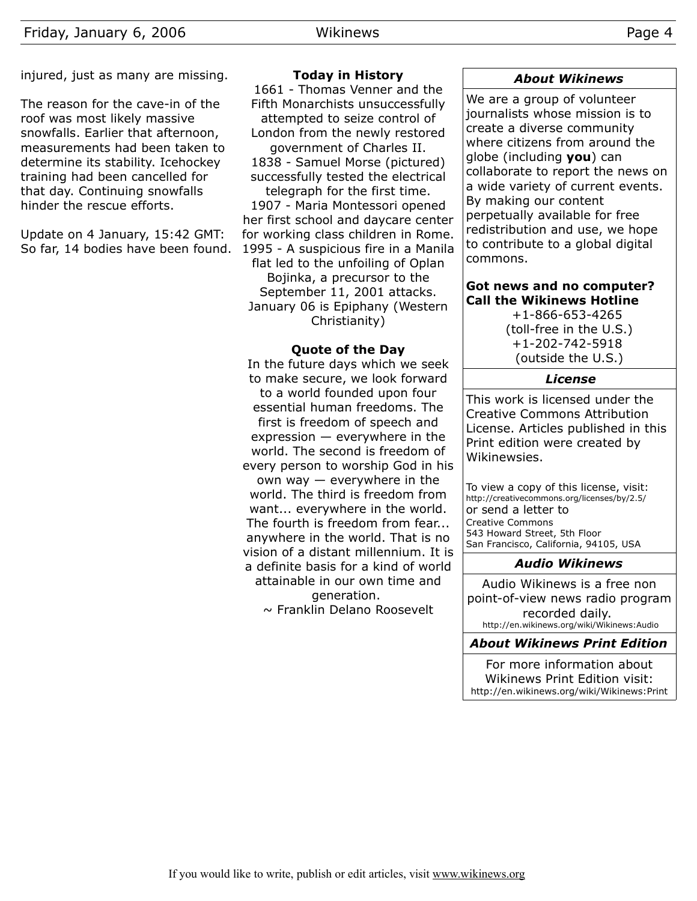injured, just as many are missing.

The reason for the cave-in of the roof was most likely massive snowfalls. Earlier that afternoon, measurements had been taken to determine its stability. Icehockey training had been cancelled for that day. Continuing snowfalls hinder the rescue efforts.

Update on 4 January, 15:42 GMT: So far, 14 bodies have been found.

## Today in History

1661 - Thomas Venner and the Fifth Monarchists unsuccessfully attempted to seize control of London from the newly restored government of Charles II.
1838 - Samuel Morse (pictured) successfully tested the electrical telegraph for the first time.
1907 - Maria Montessori opened her first school and daycare center for working class children in Rome.
1995 - A suspicious fire in a Manila flat led to the unfoiling of Oplan Bojinka, a precursor to the September 11, 2001 attacks.
January 06 is Epiphany (Western Christianity)

## Quote of the Day

In the future days which we seek to make secure, we look forward to a world founded upon four essential human freedoms. The first is freedom of speech and expression — everywhere in the world. The second is freedom of every person to worship God in his own way — everywhere in the world. The third is freedom from want... everywhere in the world. The fourth is freedom from fear... anywhere in the world. That is no vision of a distant millennium. It is a definite basis for a kind of world attainable in our own time and generation.
~ Franklin Delano Roosevelt

## *About Wikinews*

We are a group of volunteer journalists whose mission is to create a diverse community where citizens from around the globe (including **you**) can collaborate to report the news on a wide variety of current events. By making our content perpetually available for free redistribution and use, we hope to contribute to a global digital commons.

**Got news and no computer? Call the Wikinews Hotline**
+1-866-653-4265
(toll-free in the U.S.)
+1-202-742-5918
(outside the U.S.)

## *License*

This work is licensed under the Creative Commons Attribution License. Articles published in this Print edition were created by Wikinewsies.

To view a copy of this license, visit:
http://creativecommons.org/licenses/by/2.5/
or send a letter to
Creative Commons
543 Howard Street, 5th Floor
San Francisco, California, 94105, USA

## *Audio Wikinews*

Audio Wikinews is a free non point-of-view news radio program recorded daily.
http://en.wikinews.org/wiki/Wikinews:Audio

## *About Wikinews Print Edition*

For more information about Wikinews Print Edition visit:
http://en.wikinews.org/wiki/Wikinews:Print

If you would like to write, publish or edit articles, visit www.wikinews.org